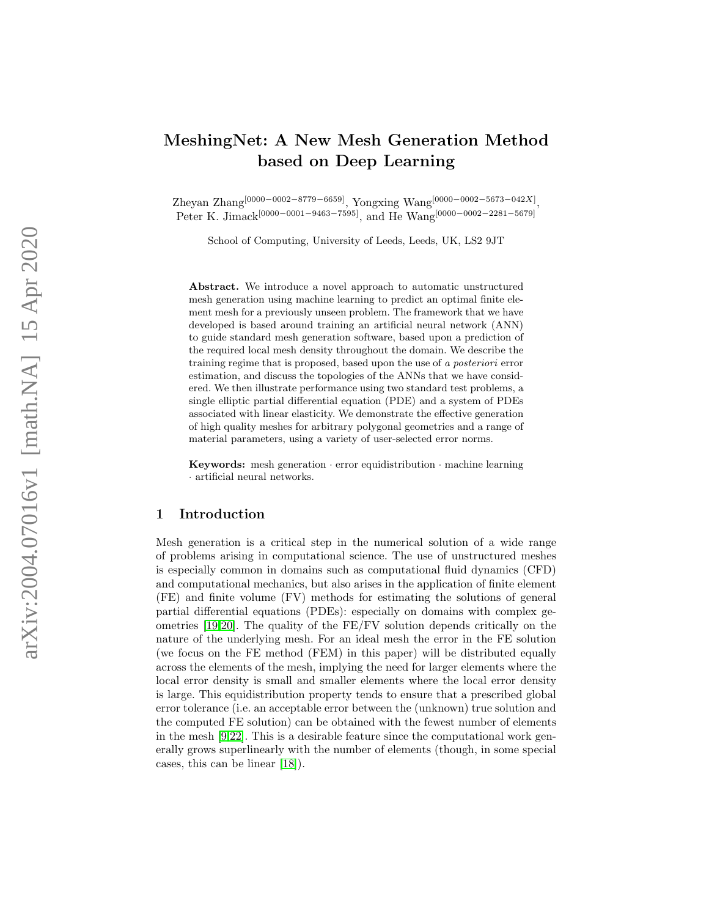# MeshingNet: A New Mesh Generation Method based on Deep Learning

Zheyan Zhang[0000-0002-8779-6659], Yongxing Wang[0000-0002-5673-042X], Peter K. Jimack[0000-0001-9463-7595], and He Wang[0000-0002-2281-5679]

School of Computing, University of Leeds, Leeds, UK, LS2 9JT

**Abstract.** We introduce a novel approach to automatic unstructured mesh generation using machine learning to predict an optimal finite element mesh for a previously unseen problem. The framework that we have developed is based around training an artificial neural network (ANN) to guide standard mesh generation software, based upon a prediction of the required local mesh density throughout the domain. We describe the training regime that is proposed, based upon the use of *a posteriori* error estimation, and discuss the topologies of the ANNs that we have considered. We then illustrate performance using two standard test problems, a single elliptic partial differential equation (PDE) and a system of PDEs associated with linear elasticity. We demonstrate the effective generation of high quality meshes for arbitrary polygonal geometries and a range of material parameters, using a variety of user-selected error norms.

**Keywords:** mesh generation · error equidistribution · machine learning · artificial neural networks.

## 1 Introduction

Mesh generation is a critical step in the numerical solution of a wide range of problems arising in computational science. The use of unstructured meshes is especially common in domains such as computational fluid dynamics (CFD) and computational mechanics, but also arises in the application of finite element (FE) and finite volume (FV) methods for estimating the solutions of general partial differential equations (PDEs): especially on domains with complex geometries [19,20]. The quality of the FE/FV solution depends critically on the nature of the underlying mesh. For an ideal mesh the error in the FE solution (we focus on the FE method (FEM) in this paper) will be distributed equally across the elements of the mesh, implying the need for larger elements where the local error density is small and smaller elements where the local error density is large. This equidistribution property tends to ensure that a prescribed global error tolerance (i.e. an acceptable error between the (unknown) true solution and the computed FE solution) can be obtained with the fewest number of elements in the mesh [9,22]. This is a desirable feature since the computational work generally grows superlinearly with the number of elements (though, in some special cases, this can be linear [18]).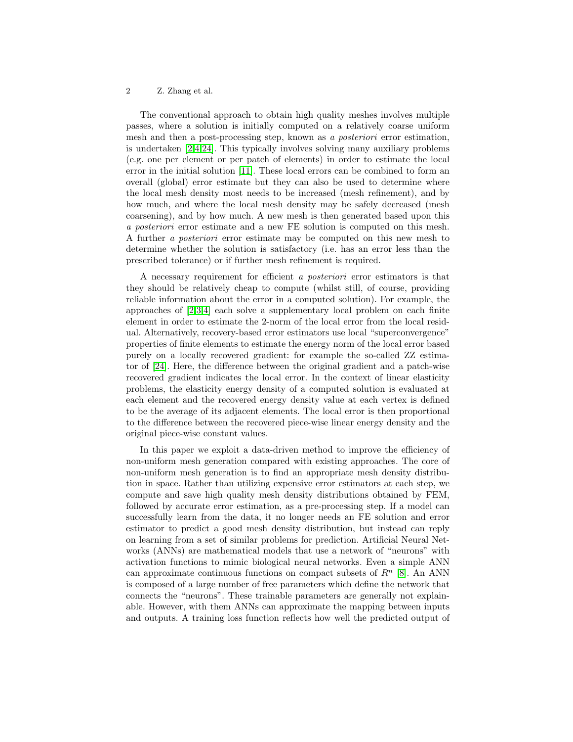The conventional approach to obtain high quality meshes involves multiple passes, where a solution is initially computed on a relatively coarse uniform mesh and then a post-processing step, known as *a posteriori* error estimation, is undertaken [2,4,24]. This typically involves solving many auxiliary problems (e.g. one per element or per patch of elements) in order to estimate the local error in the initial solution [11]. These local errors can be combined to form an overall (global) error estimate but they can also be used to determine where the local mesh density most needs to be increased (mesh refinement), and by how much, and where the local mesh density may be safely decreased (mesh coarsening), and by how much. A new mesh is then generated based upon this *a posteriori* error estimate and a new FE solution is computed on this mesh. A further *a posteriori* error estimate may be computed on this new mesh to determine whether the solution is satisfactory (i.e. has an error less than the prescribed tolerance) or if further mesh refinement is required.

A necessary requirement for efficient *a posteriori* error estimators is that they should be relatively cheap to compute (whilst still, of course, providing reliable information about the error in a computed solution). For example, the approaches of [2,3,4] each solve a supplementary local problem on each finite element in order to estimate the 2-norm of the local error from the local residual. Alternatively, recovery-based error estimators use local "superconvergence" properties of finite elements to estimate the energy norm of the local error based purely on a locally recovered gradient: for example the so-called ZZ estimator of [24]. Here, the difference between the original gradient and a patch-wise recovered gradient indicates the local error. In the context of linear elasticity problems, the elasticity energy density of a computed solution is evaluated at each element and the recovered energy density value at each vertex is defined to be the average of its adjacent elements. The local error is then proportional to the difference between the recovered piece-wise linear energy density and the original piece-wise constant values.

In this paper we exploit a data-driven method to improve the efficiency of non-uniform mesh generation compared with existing approaches. The core of non-uniform mesh generation is to find an appropriate mesh density distribution in space. Rather than utilizing expensive error estimators at each step, we compute and save high quality mesh density distributions obtained by FEM, followed by accurate error estimation, as a pre-processing step. If a model can successfully learn from the data, it no longer needs an FE solution and error estimator to predict a good mesh density distribution, but instead can reply on learning from a set of similar problems for prediction. Artificial Neural Networks (ANNs) are mathematical models that use a network of "neurons" with activation functions to mimic biological neural networks. Even a simple ANN can approximate continuous functions on compact subsets of $R^n$ [8]. An ANN is composed of a large number of free parameters which define the network that connects the "neurons". These trainable parameters are generally not explainable. However, with them ANNs can approximate the mapping between inputs and outputs. A training loss function reflects how well the predicted output of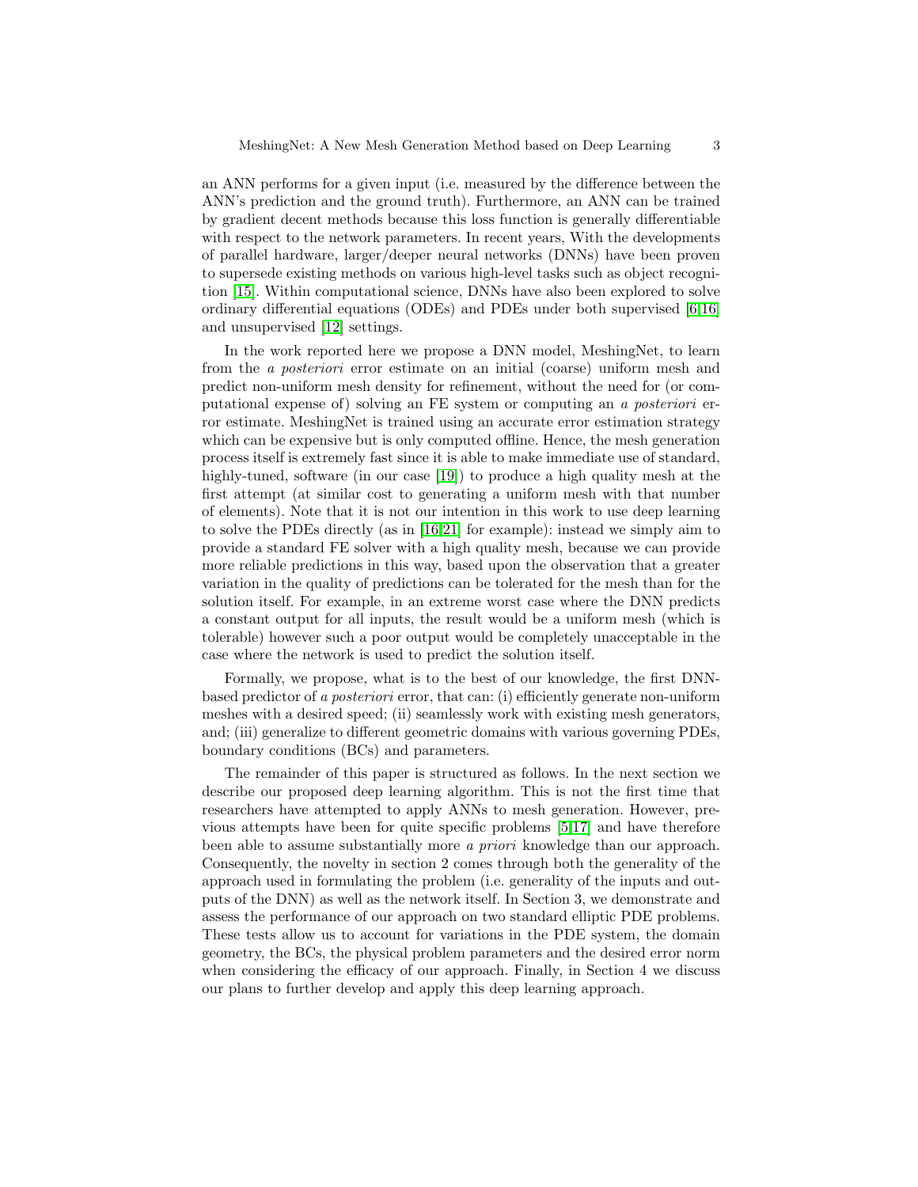an ANN performs for a given input (i.e. measured by the difference between the ANN's prediction and the ground truth). Furthermore, an ANN can be trained by gradient decent methods because this loss function is generally differentiable with respect to the network parameters. In recent years, With the developments of parallel hardware, larger/deeper neural networks (DNNs) have been proven to supersede existing methods on various high-level tasks such as object recognition [15]. Within computational science, DNNs have also been explored to solve ordinary differential equations (ODEs) and PDEs under both supervised [6,16] and unsupervised [12] settings.

In the work reported here we propose a DNN model, MeshingNet, to learn from the *a posteriori* error estimate on an initial (coarse) uniform mesh and predict non-uniform mesh density for refinement, without the need for (or computational expense of) solving an FE system or computing an *a posteriori* error estimate. MeshingNet is trained using an accurate error estimation strategy which can be expensive but is only computed offline. Hence, the mesh generation process itself is extremely fast since it is able to make immediate use of standard, highly-tuned, software (in our case [19]) to produce a high quality mesh at the first attempt (at similar cost to generating a uniform mesh with that number of elements). Note that it is not our intention in this work to use deep learning to solve the PDEs directly (as in [16,21] for example): instead we simply aim to provide a standard FE solver with a high quality mesh, because we can provide more reliable predictions in this way, based upon the observation that a greater variation in the quality of predictions can be tolerated for the mesh than for the solution itself. For example, in an extreme worst case where the DNN predicts a constant output for all inputs, the result would be a uniform mesh (which is tolerable) however such a poor output would be completely unacceptable in the case where the network is used to predict the solution itself.

Formally, we propose, what is to the best of our knowledge, the first DNN-based predictor of *a posteriori* error, that can: (i) efficiently generate non-uniform meshes with a desired speed; (ii) seamlessly work with existing mesh generators, and; (iii) generalize to different geometric domains with various governing PDEs, boundary conditions (BCs) and parameters.

The remainder of this paper is structured as follows. In the next section we describe our proposed deep learning algorithm. This is not the first time that researchers have attempted to apply ANNs to mesh generation. However, previous attempts have been for quite specific problems [5,17] and have therefore been able to assume substantially more *a priori* knowledge than our approach. Consequently, the novelty in section 2 comes through both the generality of the approach used in formulating the problem (i.e. generality of the inputs and outputs of the DNN) as well as the network itself. In Section 3, we demonstrate and assess the performance of our approach on two standard elliptic PDE problems. These tests allow us to account for variations in the PDE system, the domain geometry, the BCs, the physical problem parameters and the desired error norm when considering the efficacy of our approach. Finally, in Section 4 we discuss our plans to further develop and apply this deep learning approach.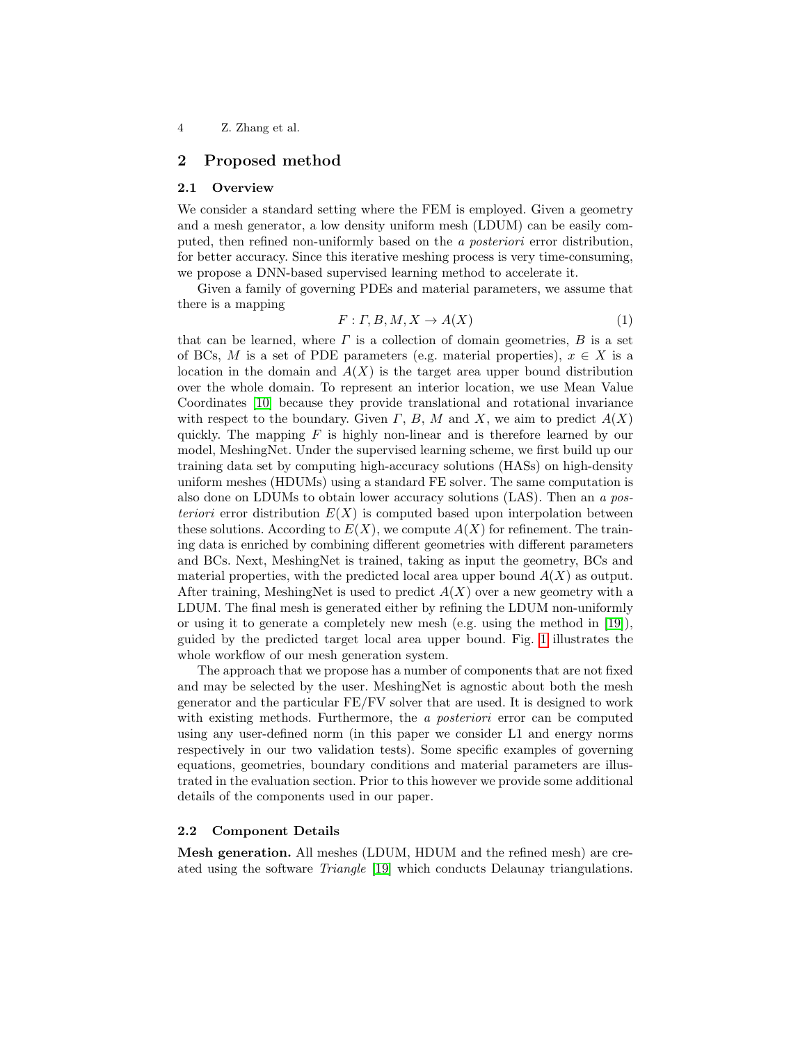## 2 Proposed method

### 2.1 Overview

We consider a standard setting where the FEM is employed. Given a geometry and a mesh generator, a low density uniform mesh (LDUM) can be easily computed, then refined non-uniformly based on the *a posteriori* error distribution, for better accuracy. Since this iterative meshing process is very time-consuming, we propose a DNN-based supervised learning method to accelerate it.

Given a family of governing PDEs and material parameters, we assume that there is a mapping

$$F : \Gamma, B, M, X \rightarrow A(X) \tag{1}$$

that can be learned, where $\Gamma$ is a collection of domain geometries, $B$ is a set of BCs, $M$ is a set of PDE parameters (e.g. material properties), $x \in X$ is a location in the domain and $A(X)$ is the target area upper bound distribution over the whole domain. To represent an interior location, we use Mean Value Coordinates [10] because they provide translational and rotational invariance with respect to the boundary. Given $\Gamma$, $B$, $M$ and $X$, we aim to predict $A(X)$ quickly. The mapping $F$ is highly non-linear and is therefore learned by our model, MeshingNet. Under the supervised learning scheme, we first build up our training data set by computing high-accuracy solutions (HASs) on high-density uniform meshes (HDUMs) using a standard FE solver. The same computation is also done on LDUMs to obtain lower accuracy solutions (LAS). Then an *a posteriori* error distribution $E(X)$ is computed based upon interpolation between these solutions. According to $E(X)$, we compute $A(X)$ for refinement. The training data is enriched by combining different geometries with different parameters and BCs. Next, MeshingNet is trained, taking as input the geometry, BCs and material properties, with the predicted local area upper bound $A(X)$ as output. After training, MeshingNet is used to predict $A(X)$ over a new geometry with a LDUM. The final mesh is generated either by refining the LDUM non-uniformly or using it to generate a completely new mesh (e.g. using the method in [19]), guided by the predicted target local area upper bound. Fig. 1 illustrates the whole workflow of our mesh generation system.

The approach that we propose has a number of components that are not fixed and may be selected by the user. MeshingNet is agnostic about both the mesh generator and the particular FE/FV solver that are used. It is designed to work with existing methods. Furthermore, the *a posteriori* error can be computed using any user-defined norm (in this paper we consider L1 and energy norms respectively in our two validation tests). Some specific examples of governing equations, geometries, boundary conditions and material parameters are illustrated in the evaluation section. Prior to this however we provide some additional details of the components used in our paper.

### 2.2 Component Details

**Mesh generation.** All meshes (LDUM, HDUM and the refined mesh) are created using the software *Triangle* [19] which conducts Delaunay triangulations.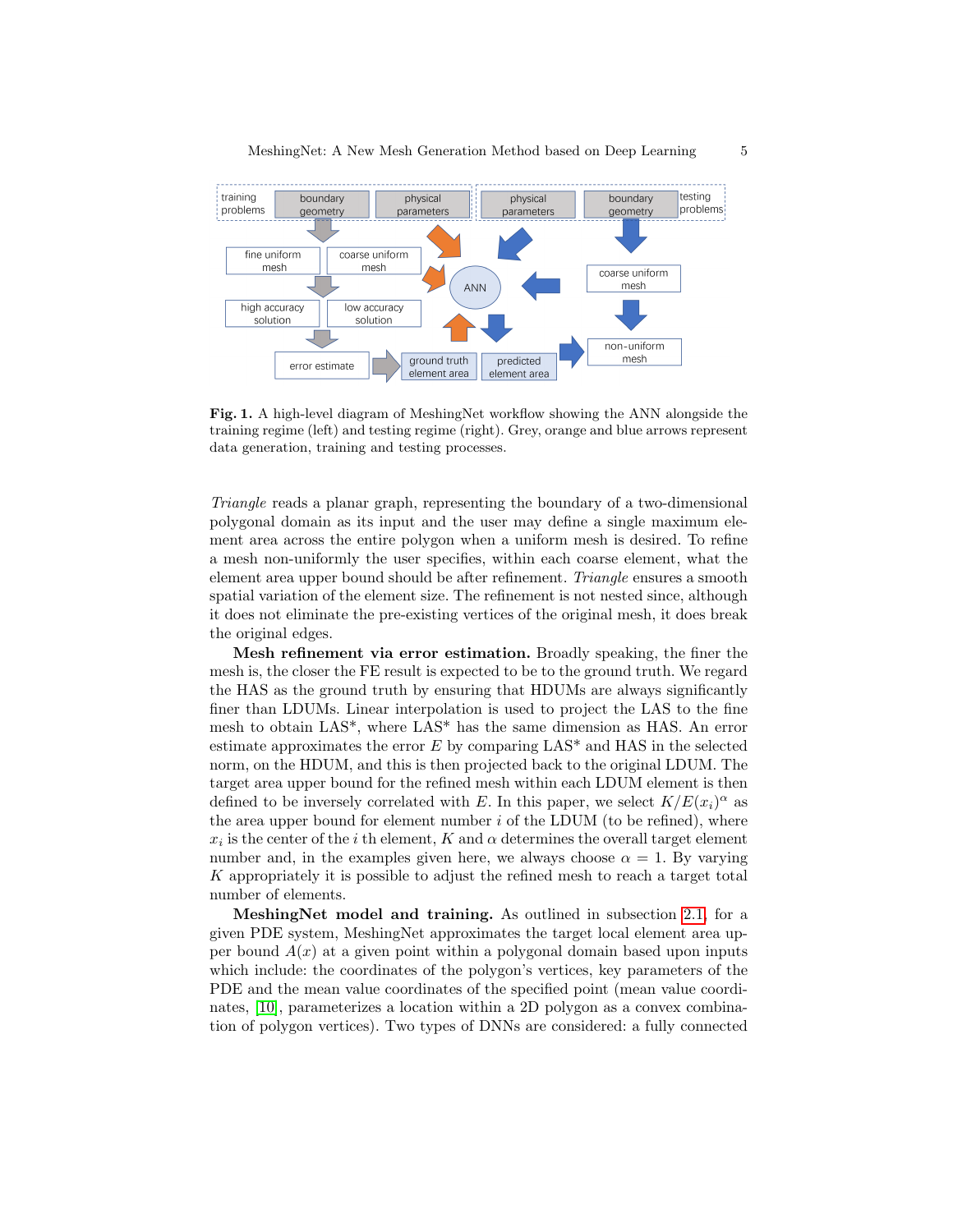**Fig. 1.** A high-level diagram of MeshingNet workflow showing the ANN alongside the training regime (left) and testing regime (right). Grey, orange and blue arrows represent data generation, training and testing processes.

*Triangle* reads a planar graph, representing the boundary of a two-dimensional polygonal domain as its input and the user may define a single maximum element area across the entire polygon when a uniform mesh is desired. To refine a mesh non-uniformly the user specifies, within each coarse element, what the element area upper bound should be after refinement. *Triangle* ensures a smooth spatial variation of the element size. The refinement is not nested since, although it does not eliminate the pre-existing vertices of the original mesh, it does break the original edges.

**Mesh refinement via error estimation.** Broadly speaking, the finer the mesh is, the closer the FE result is expected to be to the ground truth. We regard the HAS as the ground truth by ensuring that HDUMs are always significantly finer than LDUMs. Linear interpolation is used to project the LAS to the fine mesh to obtain LAS*, where LAS* has the same dimension as HAS. An error estimate approximates the error $E$ by comparing LAS* and HAS in the selected norm, on the HDUM, and this is then projected back to the original LDUM. The target area upper bound for the refined mesh within each LDUM element is then defined to be inversely correlated with $E$. In this paper, we select $K/E(x_i)^\alpha$ as the area upper bound for element number $i$ of the LDUM (to be refined), where $x_i$ is the center of the $i$ th element, $K$ and $\alpha$ determines the overall target element number and, in the examples given here, we always choose $\alpha = 1$. By varying $K$ appropriately it is possible to adjust the refined mesh to reach a target total number of elements.

**MeshingNet model and training.** As outlined in subsection 2.1, for a given PDE system, MeshingNet approximates the target local element area upper bound $A(x)$ at a given point within a polygonal domain based upon inputs which include: the coordinates of the polygon's vertices, key parameters of the PDE and the mean value coordinates of the specified point (mean value coordinates, [10], parameterizes a location within a 2D polygon as a convex combination of polygon vertices). Two types of DNNs are considered: a fully connected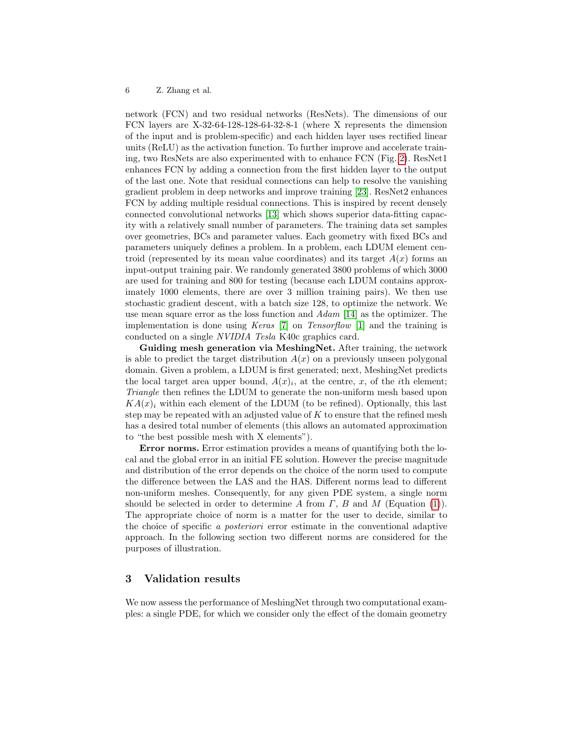network (FCN) and two residual networks (ResNets). The dimensions of our FCN layers are X-32-64-128-128-64-32-8-1 (where X represents the dimension of the input and is problem-specific) and each hidden layer uses rectified linear units (ReLU) as the activation function. To further improve and accelerate training, two ResNets are also experimented with to enhance FCN (Fig. 2). ResNet1 enhances FCN by adding a connection from the first hidden layer to the output of the last one. Note that residual connections can help to resolve the vanishing gradient problem in deep networks and improve training [23]. ResNet2 enhances FCN by adding multiple residual connections. This is inspired by recent densely connected convolutional networks [13] which shows superior data-fitting capacity with a relatively small number of parameters. The training data set samples over geometries, BCs and parameter values. Each geometry with fixed BCs and parameters uniquely defines a problem. In a problem, each LDUM element centroid (represented by its mean value coordinates) and its target $A(x)$ forms an input-output training pair. We randomly generated 3800 problems of which 3000 are used for training and 800 for testing (because each LDUM contains approximately 1000 elements, there are over 3 million training pairs). We then use stochastic gradient descent, with a batch size 128, to optimize the network. We use mean square error as the loss function and *Adam* [14] as the optimizer. The implementation is done using *Keras* [7] on *Tensorflow* [1] and the training is conducted on a single *NVIDIA Tesla* K40c graphics card.

**Guiding mesh generation via MeshingNet.** After training, the network is able to predict the target distribution $A(x)$ on a previously unseen polygonal domain. Given a problem, a LDUM is first generated; next, MeshingNet predicts the local target area upper bound, $A(x)_i$, at the centre, $x$, of the $i$th element; *Triangle* then refines the LDUM to generate the non-uniform mesh based upon $KA(x)_i$ within each element of the LDUM (to be refined). Optionally, this last step may be repeated with an adjusted value of $K$ to ensure that the refined mesh has a desired total number of elements (this allows an automated approximation to "the best possible mesh with X elements").

**Error norms.** Error estimation provides a means of quantifying both the local and the global error in an initial FE solution. However the precise magnitude and distribution of the error depends on the choice of the norm used to compute the difference between the LAS and the HAS. Different norms lead to different non-uniform meshes. Consequently, for any given PDE system, a single norm should be selected in order to determine $A$ from $\Gamma$, $B$ and $M$ (Equation (1)). The appropriate choice of norm is a matter for the user to decide, similar to the choice of specific *a posteriori* error estimate in the conventional adaptive approach. In the following section two different norms are considered for the purposes of illustration.

## 3 Validation results

We now assess the performance of MeshingNet through two computational examples: a single PDE, for which we consider only the effect of the domain geometry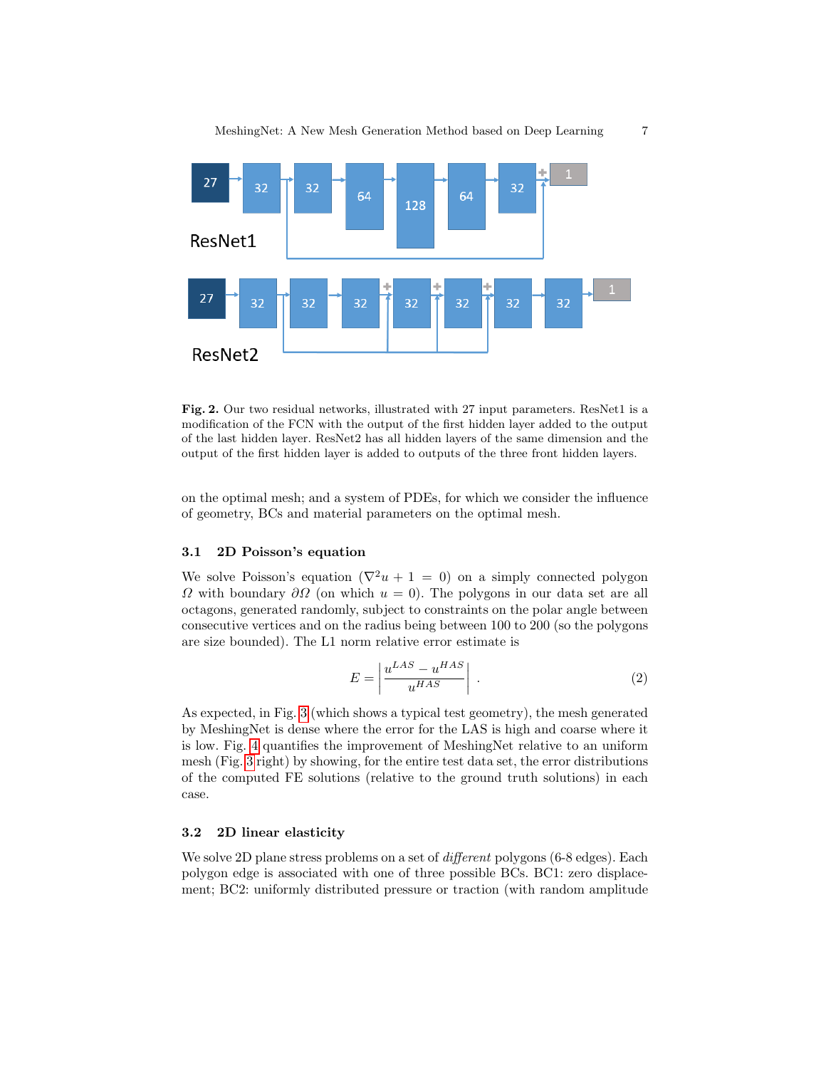**Fig. 2.** Our two residual networks, illustrated with 27 input parameters. ResNet1 is a modification of the FCN with the output of the first hidden layer added to the output of the last hidden layer. ResNet2 has all hidden layers of the same dimension and the output of the first hidden layer is added to outputs of the three front hidden layers.

on the optimal mesh; and a system of PDEs, for which we consider the influence of geometry, BCs and material parameters on the optimal mesh.

### 3.1 2D Poisson's equation

We solve Poisson's equation ($\nabla^2 u + 1 = 0$) on a simply connected polygon $\Omega$ with boundary $\partial\Omega$ (on which $u = 0$). The polygons in our data set are all octagons, generated randomly, subject to constraints on the polar angle between consecutive vertices and on the radius being between 100 to 200 (so the polygons are size bounded). The L1 norm relative error estimate is

$$E = \left| \frac{u^{LAS} - u^{HAS}}{u^{HAS}} \right| . \tag{2}$$

As expected, in Fig. 3 (which shows a typical test geometry), the mesh generated by MeshingNet is dense where the error for the LAS is high and coarse where it is low. Fig. 4 quantifies the improvement of MeshingNet relative to an uniform mesh (Fig. 3 right) by showing, for the entire test data set, the error distributions of the computed FE solutions (relative to the ground truth solutions) in each case.

### 3.2 2D linear elasticity

We solve 2D plane stress problems on a set of *different* polygons (6-8 edges). Each polygon edge is associated with one of three possible BCs. BC1: zero displacement; BC2: uniformly distributed pressure or traction (with random amplitude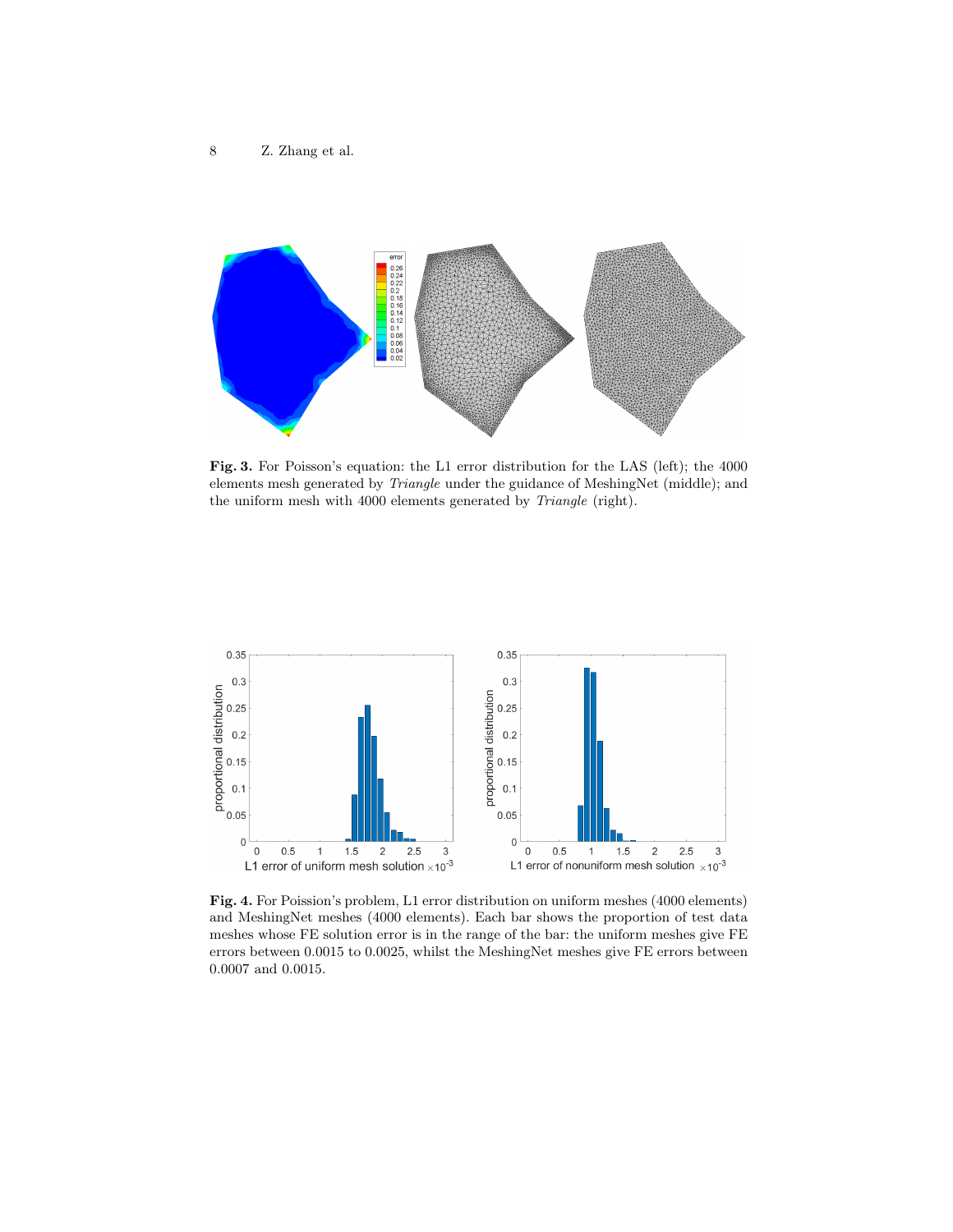**Fig. 3.** For Poisson's equation: the L1 error distribution for the LAS (left); the 4000 elements mesh generated by *Triangle* under the guidance of MeshingNet (middle); and the uniform mesh with 4000 elements generated by *Triangle* (right).

**Fig. 4.** For Poission's problem, L1 error distribution on uniform meshes (4000 elements) and MeshingNet meshes (4000 elements). Each bar shows the proportion of test data meshes whose FE solution error is in the range of the bar: the uniform meshes give FE errors between 0.0015 to 0.0025, whilst the MeshingNet meshes give FE errors between 0.0007 and 0.0015.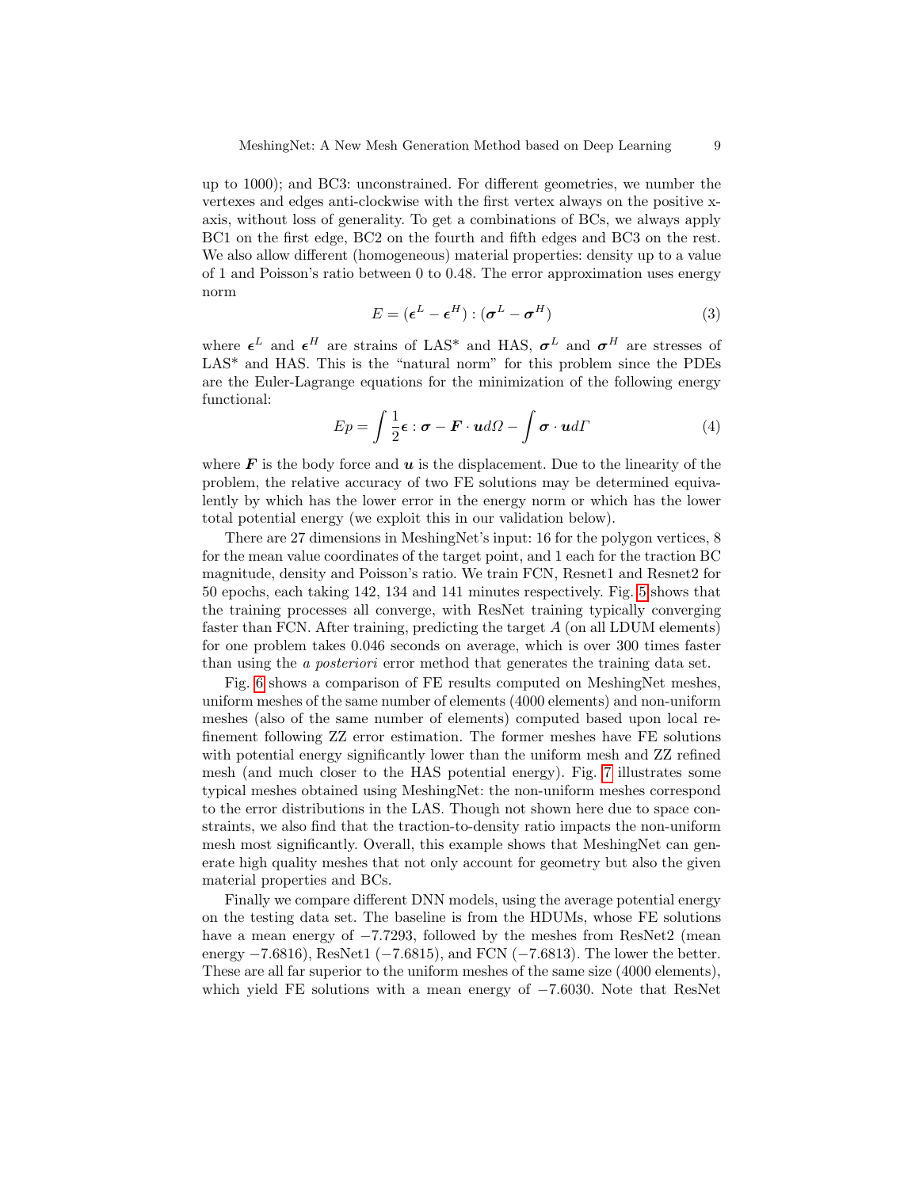up to 1000); and BC3: unconstrained. For different geometries, we number the vertexes and edges anti-clockwise with the first vertex always on the positive x-axis, without loss of generality. To get a combinations of BCs, we always apply BC1 on the first edge, BC2 on the fourth and fifth edges and BC3 on the rest. We also allow different (homogeneous) material properties: density up to a value of 1 and Poisson's ratio between 0 to 0.48. The error approximation uses energy norm

$$E = (\boldsymbol{\epsilon}^L - \boldsymbol{\epsilon}^H) : (\boldsymbol{\sigma}^L - \boldsymbol{\sigma}^H) \tag{3}$$

where $\boldsymbol{\epsilon}^L$ and $\boldsymbol{\epsilon}^H$ are strains of LAS* and HAS, $\boldsymbol{\sigma}^L$ and $\boldsymbol{\sigma}^H$ are stresses of LAS* and HAS. This is the "natural norm" for this problem since the PDEs are the Euler-Lagrange equations for the minimization of the following energy functional:

$$Ep = \int \frac{1}{2}\boldsymbol{\epsilon} : \boldsymbol{\sigma} - \boldsymbol{F} \cdot \boldsymbol{u} d\Omega - \int \boldsymbol{\sigma} \cdot \boldsymbol{u} d\Gamma \tag{4}$$

where $\boldsymbol{F}$ is the body force and $\boldsymbol{u}$ is the displacement. Due to the linearity of the problem, the relative accuracy of two FE solutions may be determined equivalently by which has the lower error in the energy norm or which has the lower total potential energy (we exploit this in our validation below).

There are 27 dimensions in MeshingNet's input: 16 for the polygon vertices, 8 for the mean value coordinates of the target point, and 1 each for the traction BC magnitude, density and Poisson's ratio. We train FCN, Resnet1 and Resnet2 for 50 epochs, each taking 142, 134 and 141 minutes respectively. Fig. 5 shows that the training processes all converge, with ResNet training typically converging faster than FCN. After training, predicting the target $A$ (on all LDUM elements) for one problem takes 0.046 seconds on average, which is over 300 times faster than using the *a posteriori* error method that generates the training data set.

Fig. 6 shows a comparison of FE results computed on MeshingNet meshes, uniform meshes of the same number of elements (4000 elements) and non-uniform meshes (also of the same number of elements) computed based upon local refinement following ZZ error estimation. The former meshes have FE solutions with potential energy significantly lower than the uniform mesh and ZZ refined mesh (and much closer to the HAS potential energy). Fig. 7 illustrates some typical meshes obtained using MeshingNet: the non-uniform meshes correspond to the error distributions in the LAS. Though not shown here due to space constraints, we also find that the traction-to-density ratio impacts the non-uniform mesh most significantly. Overall, this example shows that MeshingNet can generate high quality meshes that not only account for geometry but also the given material properties and BCs.

Finally we compare different DNN models, using the average potential energy on the testing data set. The baseline is from the HDUMs, whose FE solutions have a mean energy of $-7.7293$, followed by the meshes from ResNet2 (mean energy $-7.6816$), ResNet1 ($-7.6815$), and FCN ($-7.6813$). The lower the better. These are all far superior to the uniform meshes of the same size (4000 elements), which yield FE solutions with a mean energy of $-7.6030$. Note that ResNet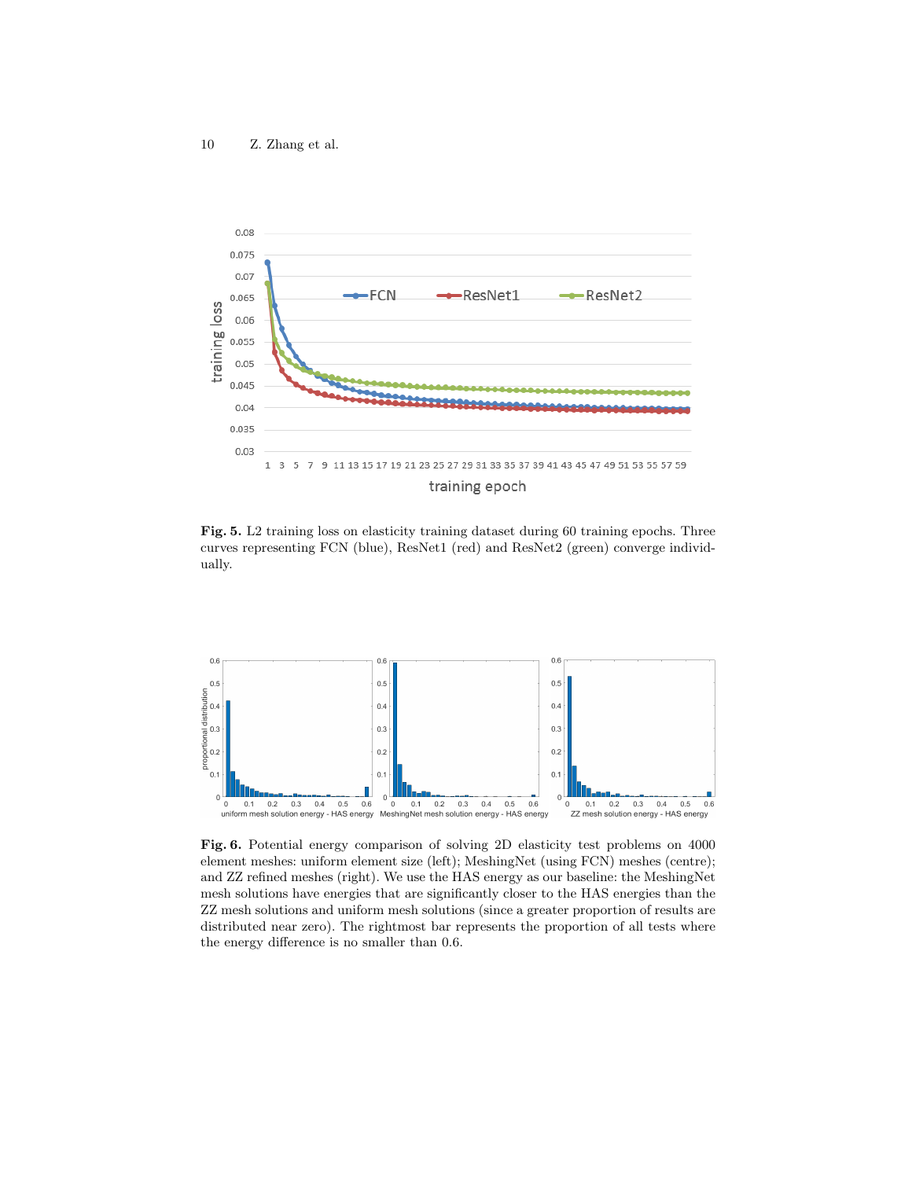**Fig. 5.** L2 training loss on elasticity training dataset during 60 training epochs. Three curves representing FCN (blue), ResNet1 (red) and ResNet2 (green) converge individually.

**Fig. 6.** Potential energy comparison of solving 2D elasticity test problems on 4000 element meshes: uniform element size (left); MeshingNet (using FCN) meshes (centre); and ZZ refined meshes (right). We use the HAS energy as our baseline: the MeshingNet mesh solutions have energies that are significantly closer to the HAS energies than the ZZ mesh solutions and uniform mesh solutions (since a greater proportion of results are distributed near zero). The rightmost bar represents the proportion of all tests where the energy difference is no smaller than 0.6.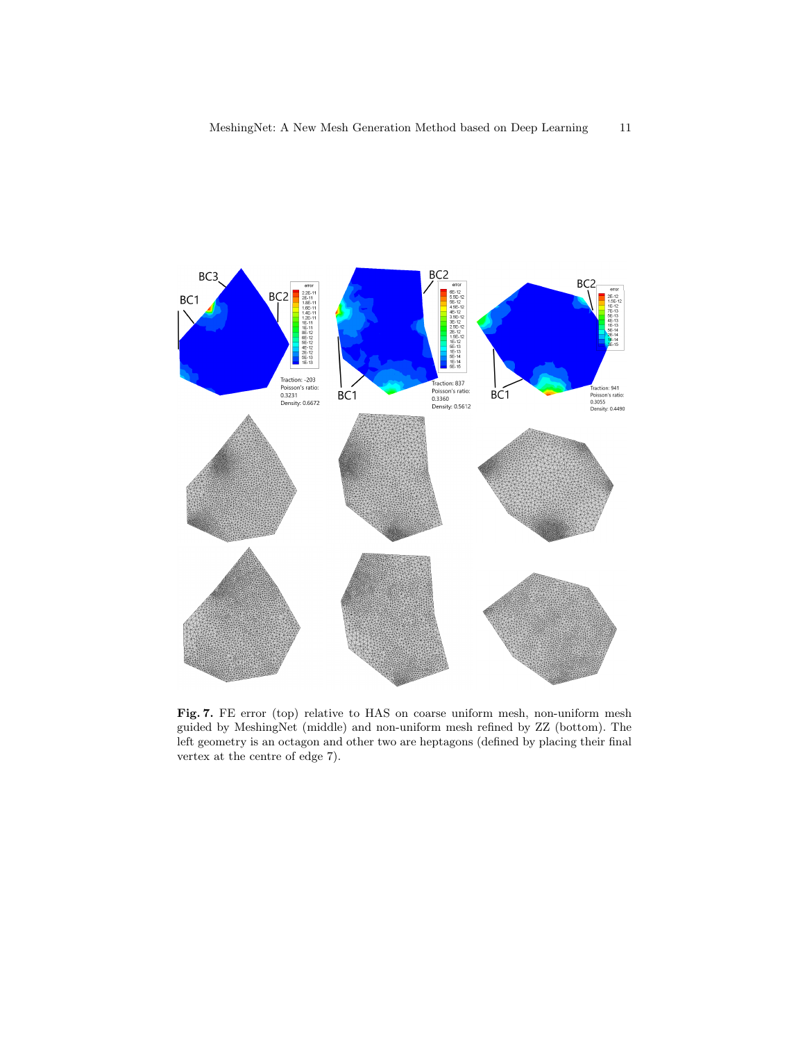**Fig. 7.** FE error (top) relative to HAS on coarse uniform mesh, non-uniform mesh guided by MeshingNet (middle) and non-uniform mesh refined by ZZ (bottom). The left geometry is an octagon and other two are heptagons (defined by placing their final vertex at the centre of edge 7).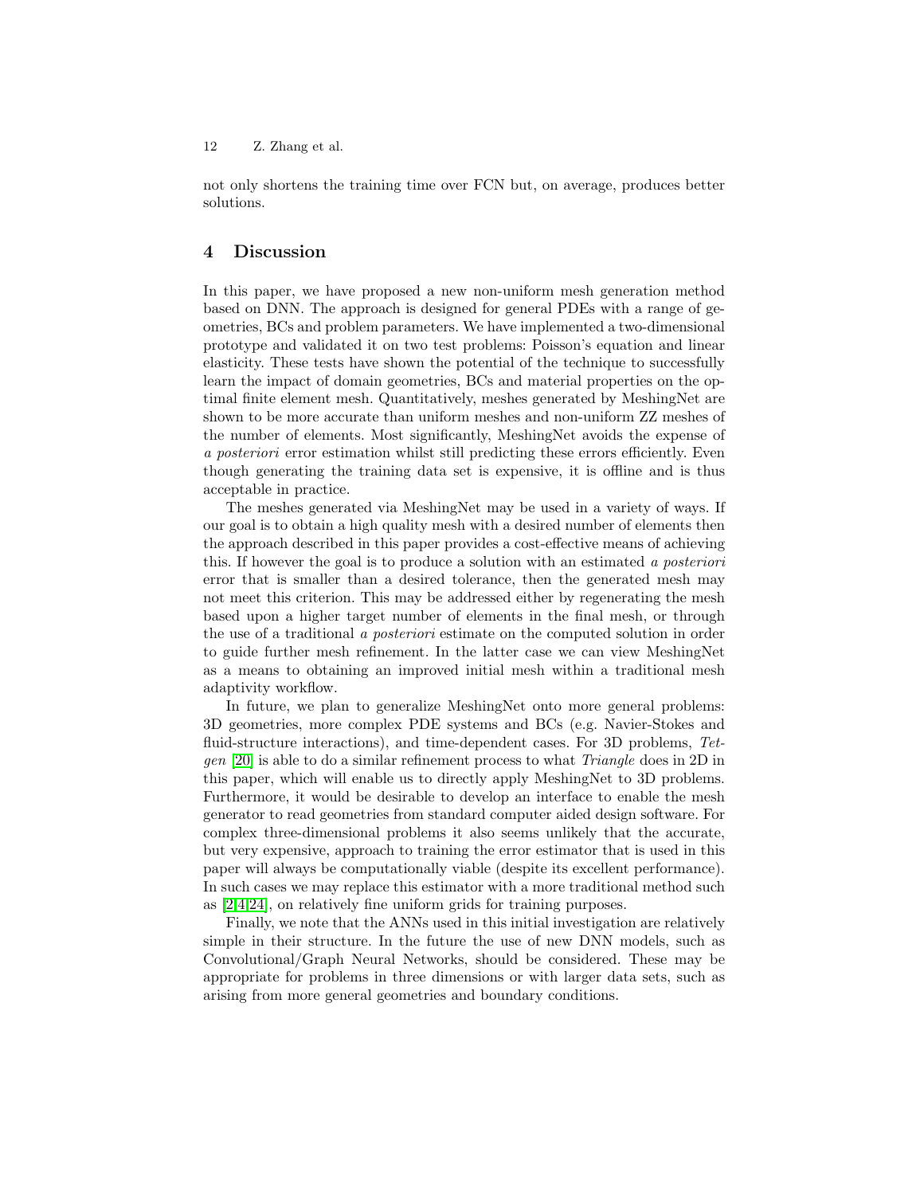not only shortens the training time over FCN but, on average, produces better solutions.

## 4 Discussion

In this paper, we have proposed a new non-uniform mesh generation method based on DNN. The approach is designed for general PDEs with a range of geometries, BCs and problem parameters. We have implemented a two-dimensional prototype and validated it on two test problems: Poisson's equation and linear elasticity. These tests have shown the potential of the technique to successfully learn the impact of domain geometries, BCs and material properties on the optimal finite element mesh. Quantitatively, meshes generated by MeshingNet are shown to be more accurate than uniform meshes and non-uniform ZZ meshes of the number of elements. Most significantly, MeshingNet avoids the expense of *a posteriori* error estimation whilst still predicting these errors efficiently. Even though generating the training data set is expensive, it is offline and is thus acceptable in practice.

The meshes generated via MeshingNet may be used in a variety of ways. If our goal is to obtain a high quality mesh with a desired number of elements then the approach described in this paper provides a cost-effective means of achieving this. If however the goal is to produce a solution with an estimated *a posteriori* error that is smaller than a desired tolerance, then the generated mesh may not meet this criterion. This may be addressed either by regenerating the mesh based upon a higher target number of elements in the final mesh, or through the use of a traditional *a posteriori* estimate on the computed solution in order to guide further mesh refinement. In the latter case we can view MeshingNet as a means to obtaining an improved initial mesh within a traditional mesh adaptivity workflow.

In future, we plan to generalize MeshingNet onto more general problems: 3D geometries, more complex PDE systems and BCs (e.g. Navier-Stokes and fluid-structure interactions), and time-dependent cases. For 3D problems, *Tetgen* [20] is able to do a similar refinement process to what *Triangle* does in 2D in this paper, which will enable us to directly apply MeshingNet to 3D problems. Furthermore, it would be desirable to develop an interface to enable the mesh generator to read geometries from standard computer aided design software. For complex three-dimensional problems it also seems unlikely that the accurate, but very expensive, approach to training the error estimator that is used in this paper will always be computationally viable (despite its excellent performance). In such cases we may replace this estimator with a more traditional method such as [2,4,24], on relatively fine uniform grids for training purposes.

Finally, we note that the ANNs used in this initial investigation are relatively simple in their structure. In the future the use of new DNN models, such as Convolutional/Graph Neural Networks, should be considered. These may be appropriate for problems in three dimensions or with larger data sets, such as arising from more general geometries and boundary conditions.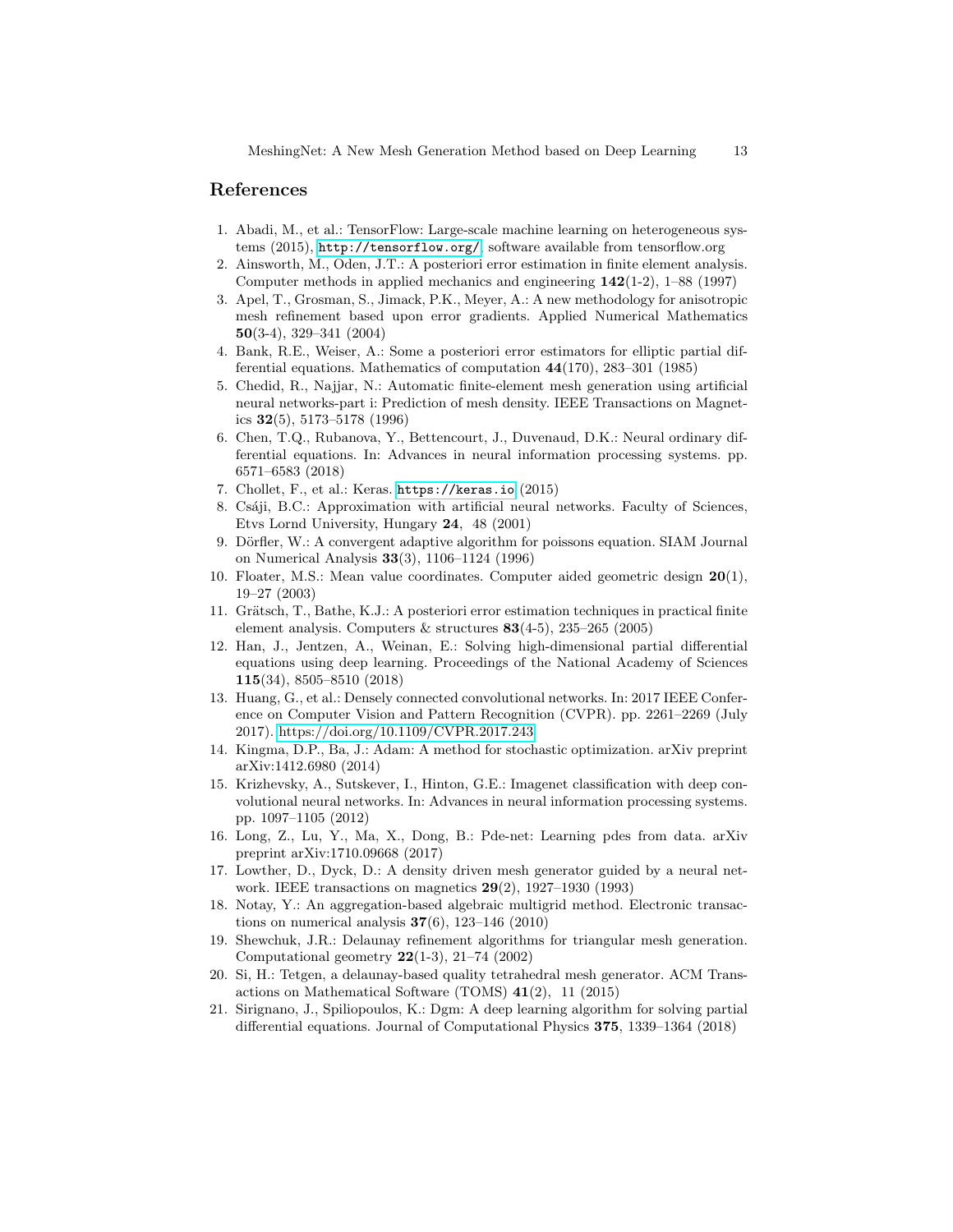## References

1. Abadi, M., et al.: TensorFlow: Large-scale machine learning on heterogeneous systems (2015), http://tensorflow.org/, software available from tensorflow.org
2. Ainsworth, M., Oden, J.T.: A posteriori error estimation in finite element analysis. Computer methods in applied mechanics and engineering **142**(1-2), 1–88 (1997)
3. Apel, T., Grosman, S., Jimack, P.K., Meyer, A.: A new methodology for anisotropic mesh refinement based upon error gradients. Applied Numerical Mathematics **50**(3-4), 329–341 (2004)
4. Bank, R.E., Weiser, A.: Some a posteriori error estimators for elliptic partial differential equations. Mathematics of computation **44**(170), 283–301 (1985)
5. Chedid, R., Najjar, N.: Automatic finite-element mesh generation using artificial neural networks-part i: Prediction of mesh density. IEEE Transactions on Magnetics **32**(5), 5173–5178 (1996)
6. Chen, T.Q., Rubanova, Y., Bettencourt, J., Duvenaud, D.K.: Neural ordinary differential equations. In: Advances in neural information processing systems. pp. 6571–6583 (2018)
7. Chollet, F., et al.: Keras. https://keras.io (2015)
8. Csáji, B.C.: Approximation with artificial neural networks. Faculty of Sciences, Etvs Lornd University, Hungary **24**, 48 (2001)
9. Dörfler, W.: A convergent adaptive algorithm for poissons equation. SIAM Journal on Numerical Analysis **33**(3), 1106–1124 (1996)
10. Floater, M.S.: Mean value coordinates. Computer aided geometric design **20**(1), 19–27 (2003)
11. Grätsch, T., Bathe, K.J.: A posteriori error estimation techniques in practical finite element analysis. Computers & structures **83**(4-5), 235–265 (2005)
12. Han, J., Jentzen, A., Weinan, E.: Solving high-dimensional partial differential equations using deep learning. Proceedings of the National Academy of Sciences **115**(34), 8505–8510 (2018)
13. Huang, G., et al.: Densely connected convolutional networks. In: 2017 IEEE Conference on Computer Vision and Pattern Recognition (CVPR). pp. 2261–2269 (July 2017). https://doi.org/10.1109/CVPR.2017.243
14. Kingma, D.P., Ba, J.: Adam: A method for stochastic optimization. arXiv preprint arXiv:1412.6980 (2014)
15. Krizhevsky, A., Sutskever, I., Hinton, G.E.: Imagenet classification with deep convolutional neural networks. In: Advances in neural information processing systems. pp. 1097–1105 (2012)
16. Long, Z., Lu, Y., Ma, X., Dong, B.: Pde-net: Learning pdes from data. arXiv preprint arXiv:1710.09668 (2017)
17. Lowther, D., Dyck, D.: A density driven mesh generator guided by a neural network. IEEE transactions on magnetics **29**(2), 1927–1930 (1993)
18. Notay, Y.: An aggregation-based algebraic multigrid method. Electronic transactions on numerical analysis **37**(6), 123–146 (2010)
19. Shewchuk, J.R.: Delaunay refinement algorithms for triangular mesh generation. Computational geometry **22**(1-3), 21–74 (2002)
20. Si, H.: Tetgen, a delaunay-based quality tetrahedral mesh generator. ACM Transactions on Mathematical Software (TOMS) **41**(2), 11 (2015)
21. Sirignano, J., Spiliopoulos, K.: Dgm: A deep learning algorithm for solving partial differential equations. Journal of Computational Physics **375**, 1339–1364 (2018)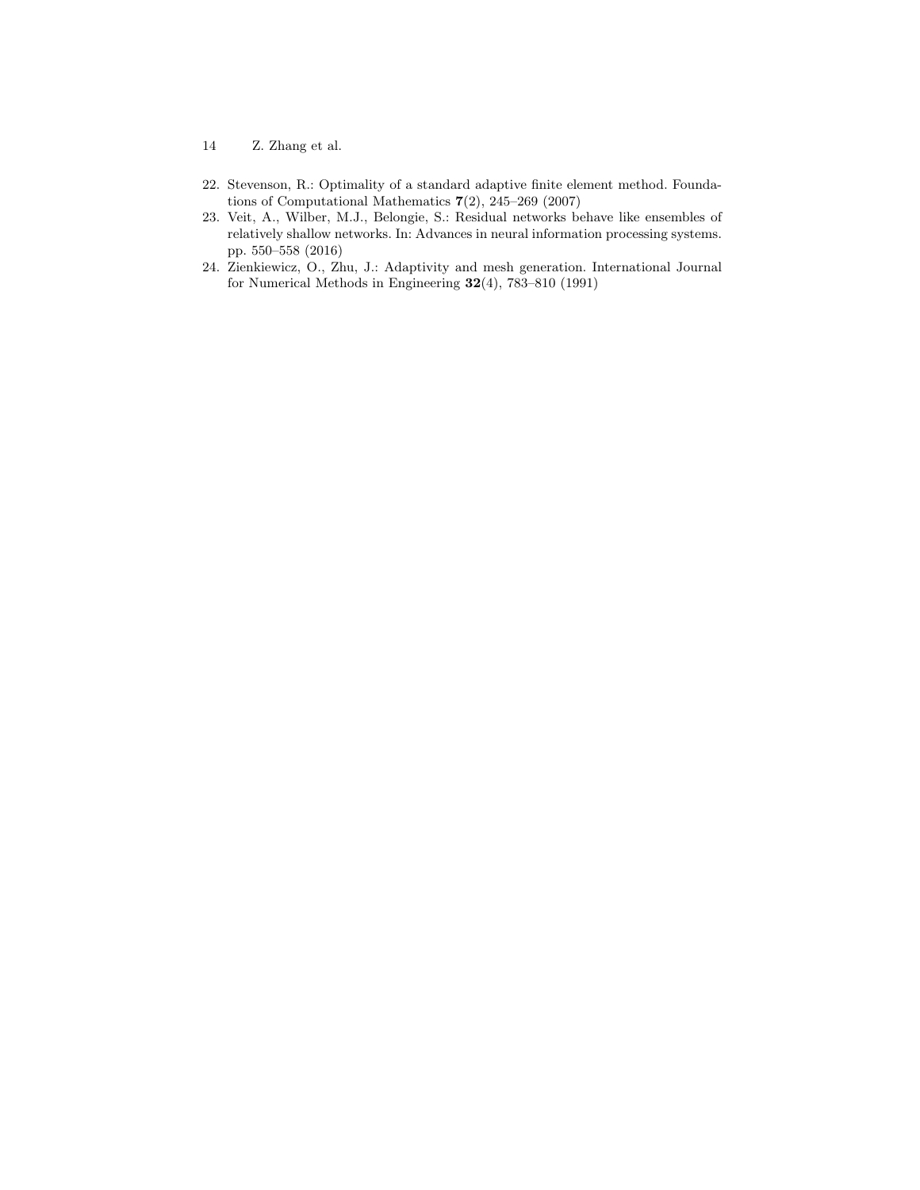22. Stevenson, R.: Optimality of a standard adaptive finite element method. Foundations of Computational Mathematics **7**(2), 245–269 (2007)
23. Veit, A., Wilber, M.J., Belongie, S.: Residual networks behave like ensembles of relatively shallow networks. In: Advances in neural information processing systems. pp. 550–558 (2016)
24. Zienkiewicz, O., Zhu, J.: Adaptivity and mesh generation. International Journal for Numerical Methods in Engineering **32**(4), 783–810 (1991)